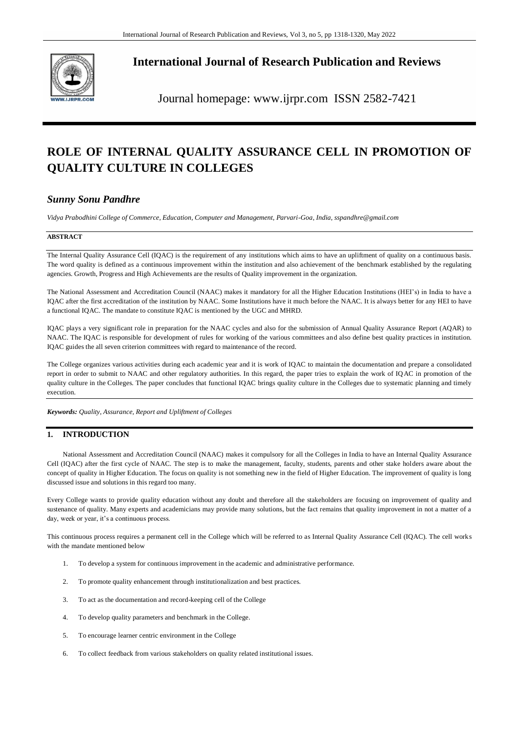# International Journal of Research Publication and Reviews

Journal homepage: www.ijrpr.com ISSN 2582-7421

# ROLE OF INTERNAL QUALITY ASSURANCE CELL IN PROMOTION OF QUALITY CULTURE IN COLLEGES

## *Sunny Sonu Pandhre*

*Vidya Prabodhini College of Commerce, Education, Computer and Management, Parvari-Goa, India, sspandhre@gmail.com*

**ABSTRACT**

The Internal Quality Assurance Cell (IQAC) is the requirement of any institutions which aims to have an upliftment of quality on a continuous basis. The word quality is defined as a continuous improvement within the institution and also achievement of the benchmark established by the regulating agencies. Growth, Progress and High Achievements are the results of Quality improvement in the organization.

The National Assessment and Accreditation Council (NAAC) makes it mandatory for all the Higher Education Institutions (HEI's) in India to have a IQAC after the first accreditation of the institution by NAAC. Some Institutions have it much before the NAAC. It is always better for any HEI to have a functional IQAC. The mandate to constitute IQAC is mentioned by the UGC and MHRD.

IQAC plays a very significant role in preparation for the NAAC cycles and also for the submission of Annual Quality Assurance Report (AQAR) to NAAC. The IQAC is responsible for development of rules for working of the various committees and also define best quality practices in institution. IQAC guides the all seven criterion committees with regard to maintenance of the record.

The College organizes various activities during each academic year and it is work of IQAC to maintain the documentation and prepare a consolidated report in order to submit to NAAC and other regulatory authorities. In this regard, the paper tries to explain the work of IQAC in promotion of the quality culture in the Colleges. The paper concludes that functional IQAC brings quality culture in the Colleges due to systematic planning and timely execution.

***Keywords:*** *Quality, Assurance, Report and Upliftment of Colleges*

## 1. INTRODUCTION

National Assessment and Accreditation Council (NAAC) makes it compulsory for all the Colleges in India to have an Internal Quality Assurance Cell (IQAC) after the first cycle of NAAC. The step is to make the management, faculty, students, parents and other stake holders aware about the concept of quality in Higher Education. The focus on quality is not something new in the field of Higher Education. The improvement of quality is long discussed issue and solutions in this regard too many.

Every College wants to provide quality education without any doubt and therefore all the stakeholders are focusing on improvement of quality and sustenance of quality. Many experts and academicians may provide many solutions, but the fact remains that quality improvement in not a matter of a day, week or year, it's a continuous process.

This continuous process requires a permanent cell in the College which will be referred to as Internal Quality Assurance Cell (IQAC). The cell works with the mandate mentioned below

1. To develop a system for continuous improvement in the academic and administrative performance.
2. To promote quality enhancement through institutionalization and best practices.
3. To act as the documentation and record-keeping cell of the College
4. To develop quality parameters and benchmark in the College.
5. To encourage learner centric environment in the College
6. To collect feedback from various stakeholders on quality related institutional issues.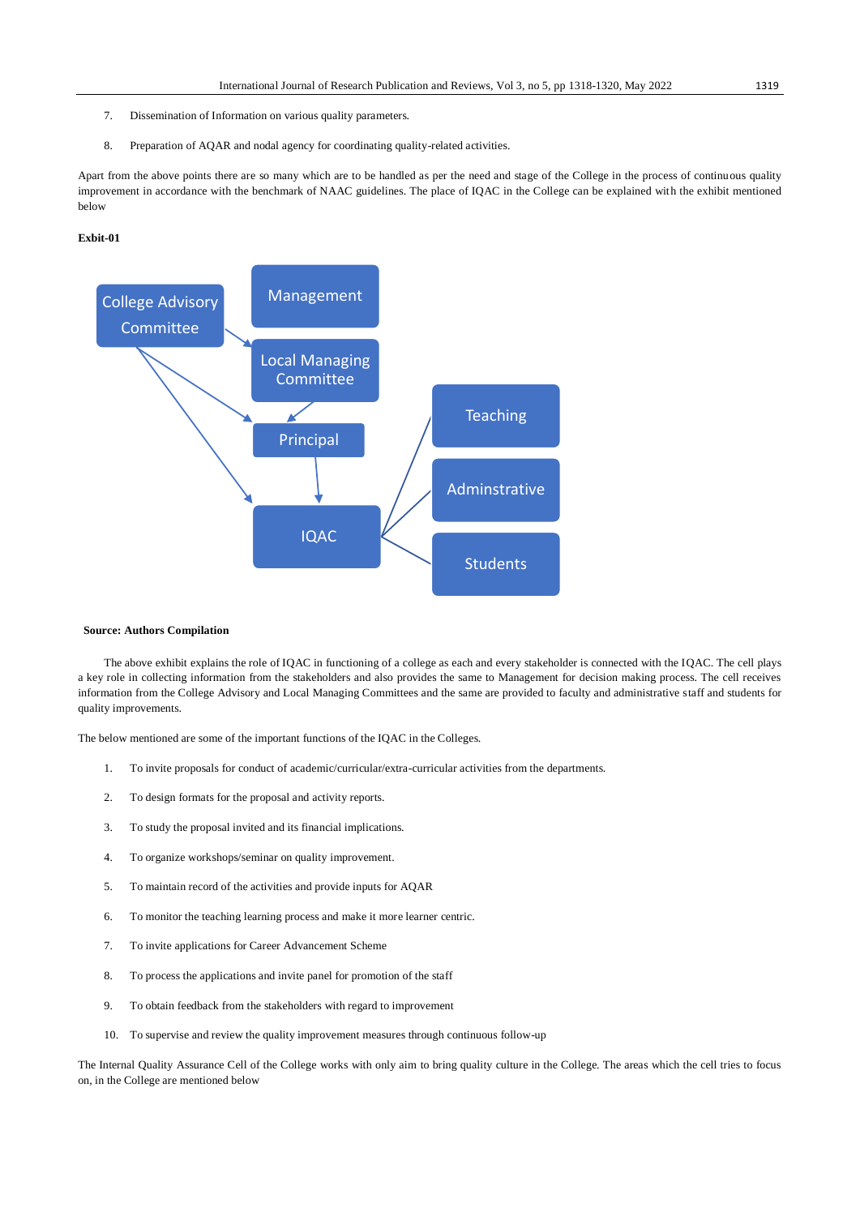7. Dissemination of Information on various quality parameters.

8. Preparation of AQAR and nodal agency for coordinating quality-related activities.

Apart from the above points there are so many which are to be handled as per the need and stage of the College in the process of continuous quality improvement in accordance with the benchmark of NAAC guidelines. The place of IQAC in the College can be explained with the exhibit mentioned below

**Exbit-01**

College Advisory Committee

Management

Local Managing Committee

Principal

IQAC

Teaching

Adminstrative

Students

**Source: Authors Compilation**

The above exhibit explains the role of IQAC in functioning of a college as each and every stakeholder is connected with the IQAC. The cell plays a key role in collecting information from the stakeholders and also provides the same to Management for decision making process. The cell receives information from the College Advisory and Local Managing Committees and the same are provided to faculty and administrative staff and students for quality improvements.

The below mentioned are some of the important functions of the IQAC in the Colleges.

1. To invite proposals for conduct of academic/curricular/extra-curricular activities from the departments.

2. To design formats for the proposal and activity reports.

3. To study the proposal invited and its financial implications.

4. To organize workshops/seminar on quality improvement.

5. To maintain record of the activities and provide inputs for AQAR

6. To monitor the teaching learning process and make it more learner centric.

7. To invite applications for Career Advancement Scheme

8. To process the applications and invite panel for promotion of the staff

9. To obtain feedback from the stakeholders with regard to improvement

10. To supervise and review the quality improvement measures through continuous follow-up

The Internal Quality Assurance Cell of the College works with only aim to bring quality culture in the College. The areas which the cell tries to focus on, in the College are mentioned below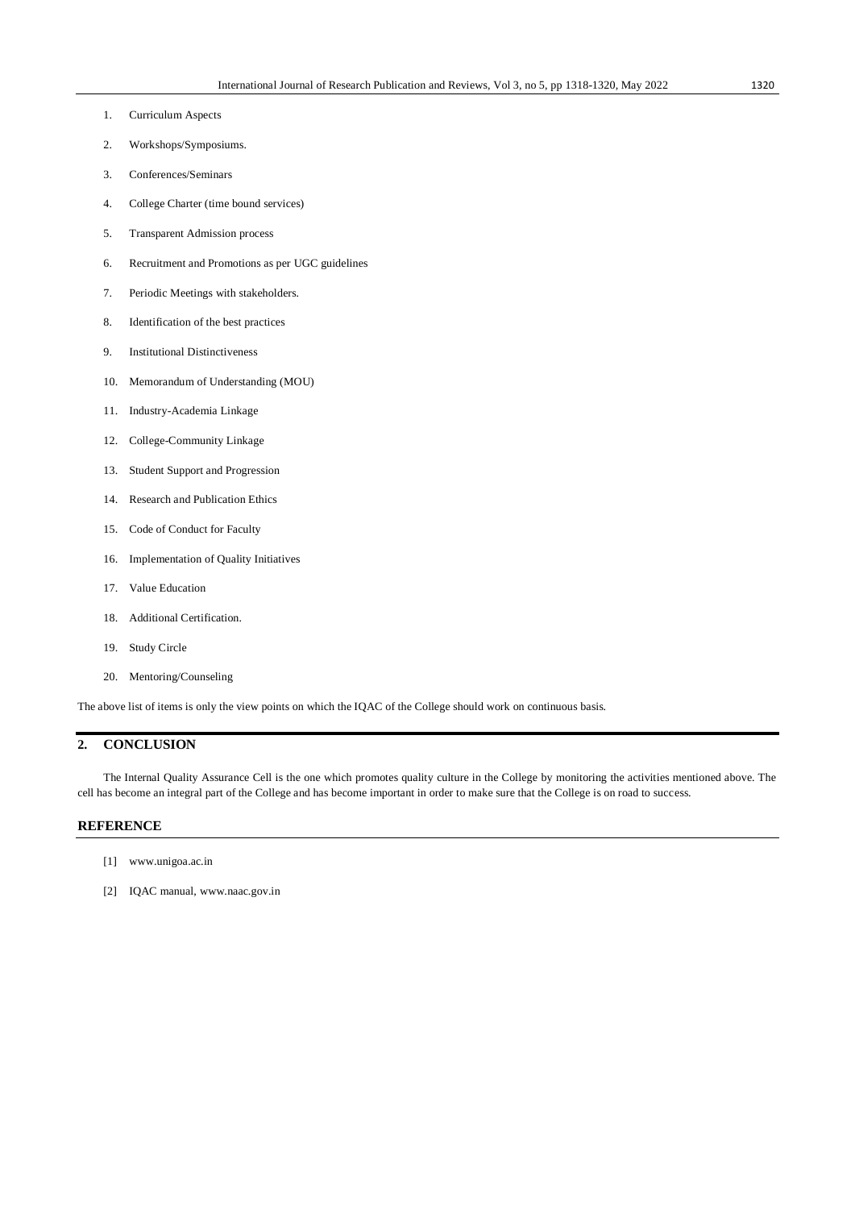1. Curriculum Aspects
2. Workshops/Symposiums.
3. Conferences/Seminars
4. College Charter (time bound services)
5. Transparent Admission process
6. Recruitment and Promotions as per UGC guidelines
7. Periodic Meetings with stakeholders.
8. Identification of the best practices
9. Institutional Distinctiveness
10. Memorandum of Understanding (MOU)
11. Industry-Academia Linkage
12. College-Community Linkage
13. Student Support and Progression
14. Research and Publication Ethics
15. Code of Conduct for Faculty
16. Implementation of Quality Initiatives
17. Value Education
18. Additional Certification.
19. Study Circle
20. Mentoring/Counseling

The above list of items is only the view points on which the IQAC of the College should work on continuous basis.

## 2. CONCLUSION

The Internal Quality Assurance Cell is the one which promotes quality culture in the College by monitoring the activities mentioned above. The cell has become an integral part of the College and has become important in order to make sure that the College is on road to success.

## REFERENCE

[1] www.unigoa.ac.in

[2] IQAC manual, www.naac.gov.in